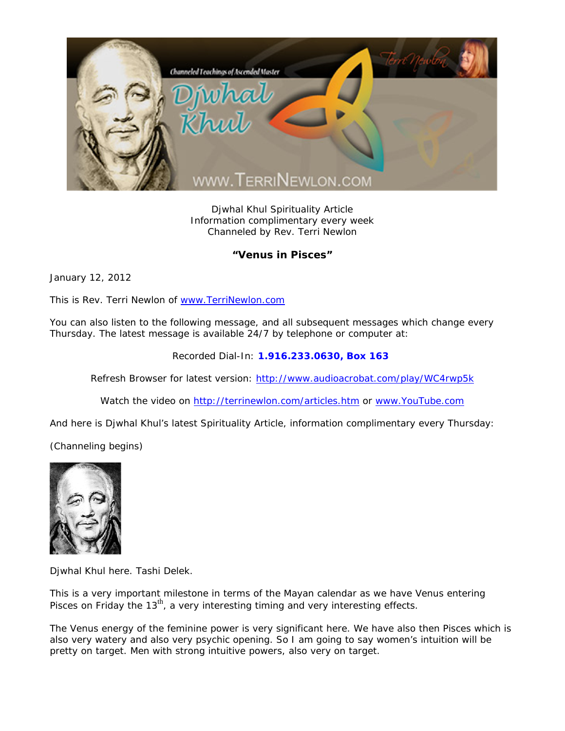Djwhal Khul Spirituality Article
Information complimentary every week
Channeled by Rev. Terri Newlon

**"Venus in Pisces"**

January 12, 2012

This is Rev. Terri Newlon of www.TerriNewlon.com

You can also listen to the following message, and all subsequent messages which change every Thursday. The latest message is available 24/7 by telephone or computer at:

Recorded Dial-In: **1.916.233.0630, Box 163**

Refresh Browser for latest version: http://www.audioacrobat.com/play/WC4rwp5k

Watch the video on http://terrinewlon.com/articles.htm or www.YouTube.com

And here is Djwhal Khul's latest Spirituality Article, information complimentary every Thursday:

(Channeling begins)

Djwhal Khul here. Tashi Delek.

This is a very important milestone in terms of the Mayan calendar as we have Venus entering Pisces on Friday the 13th, a very interesting timing and very interesting effects.

The Venus energy of the feminine power is very significant here. We have also then Pisces which is also very watery and also very psychic opening. So I am going to say women's intuition will be pretty on target. Men with strong intuitive powers, also very on target.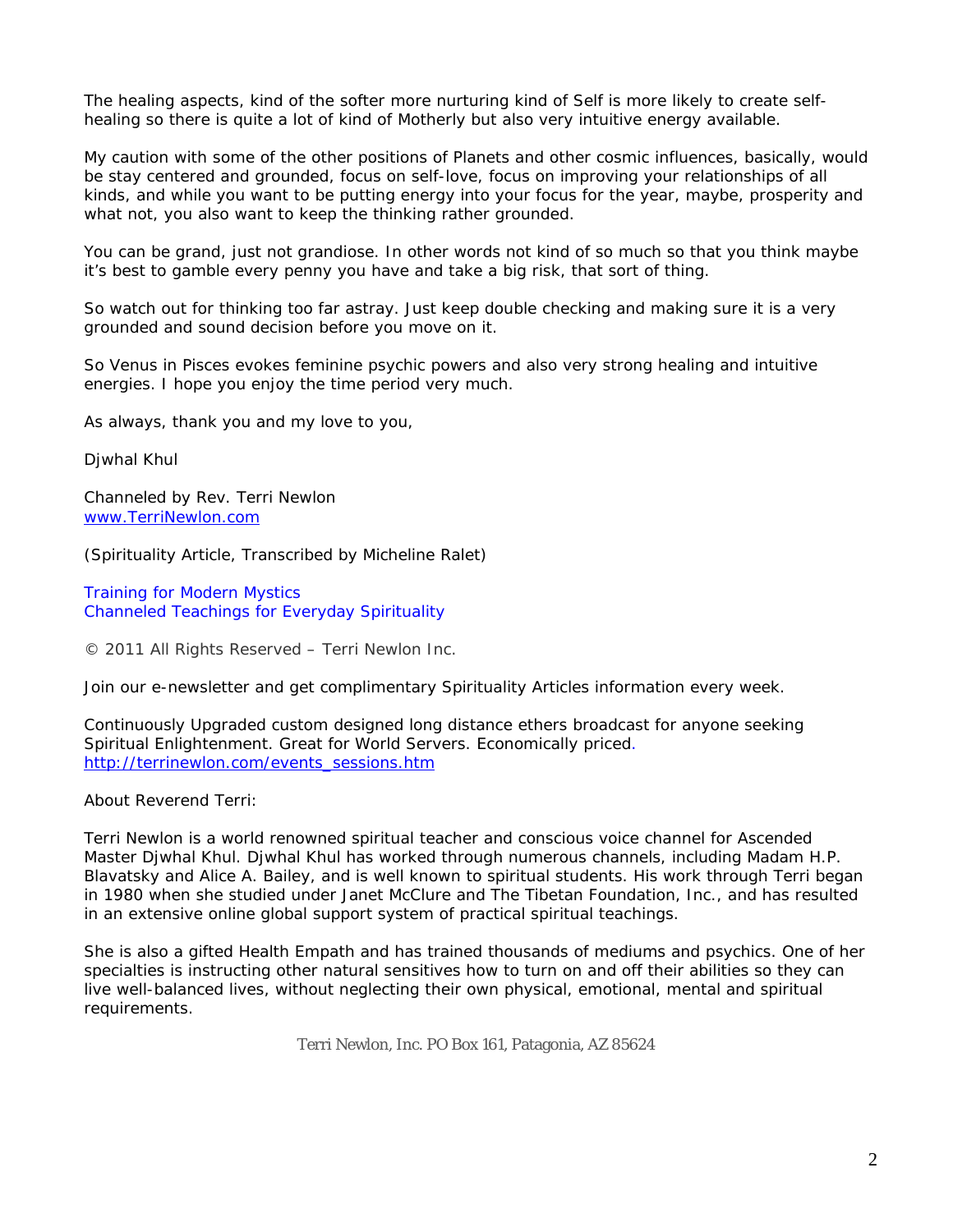The healing aspects, kind of the softer more nurturing kind of Self is more likely to create self-healing so there is quite a lot of kind of Motherly but also very intuitive energy available.

My caution with some of the other positions of Planets and other cosmic influences, basically, would be stay centered and grounded, focus on self-love, focus on improving your relationships of all kinds, and while you want to be putting energy into your focus for the year, maybe, prosperity and what not, you also want to keep the thinking rather grounded.

You can be grand, just not grandiose. In other words not kind of so much so that you think maybe it's best to gamble every penny you have and take a big risk, that sort of thing.

So watch out for thinking too far astray. Just keep double checking and making sure it is a very grounded and sound decision before you move on it.

So Venus in Pisces evokes feminine psychic powers and also very strong healing and intuitive energies. I hope you enjoy the time period very much.

As always, thank you and my love to you,

Djwhal Khul

Channeled by Rev. Terri Newlon
www.TerriNewlon.com

(Spirituality Article, Transcribed by Micheline Ralet)

Training for Modern Mystics
Channeled Teachings for Everyday Spirituality

© 2011 All Rights Reserved – Terri Newlon Inc.

Join our e-newsletter and get complimentary Spirituality Articles information every week.

Continuously Upgraded custom designed long distance ethers broadcast for anyone seeking Spiritual Enlightenment. Great for World Servers. Economically priced.
http://terrinewlon.com/events_sessions.htm

About Reverend Terri:

Terri Newlon is a world renowned spiritual teacher and conscious voice channel for Ascended Master Djwhal Khul. Djwhal Khul has worked through numerous channels, including Madam H.P. Blavatsky and Alice A. Bailey, and is well known to spiritual students. His work through Terri began in 1980 when she studied under Janet McClure and The Tibetan Foundation, Inc., and has resulted in an extensive online global support system of practical spiritual teachings.

She is also a gifted Health Empath and has trained thousands of mediums and psychics. One of her specialties is instructing other natural sensitives how to turn on and off their abilities so they can live well-balanced lives, without neglecting their own physical, emotional, mental and spiritual requirements.

Terri Newlon, Inc. PO Box 161, Patagonia, AZ 85624